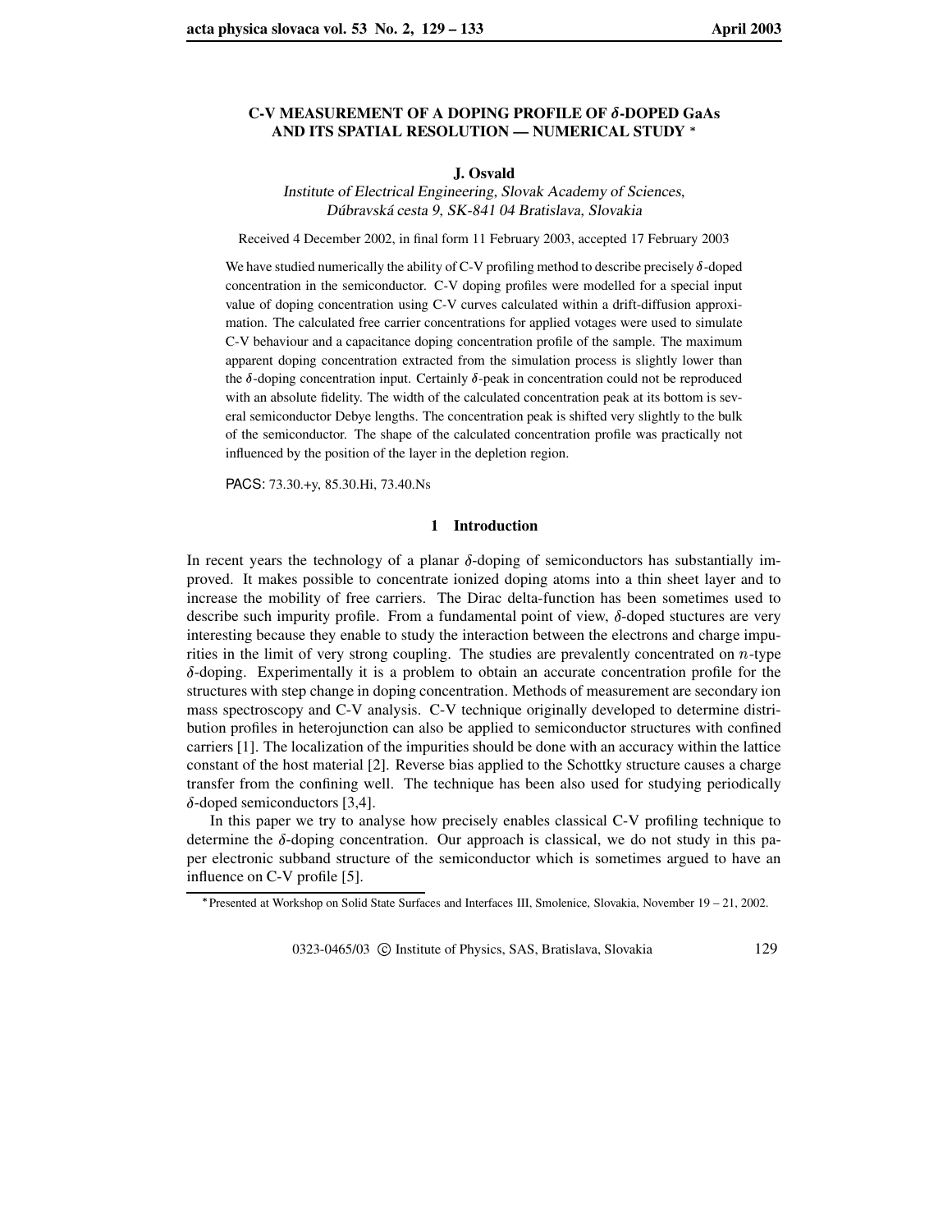# C-V MEASUREMENT OF A DOPING PROFILE OF $\delta$-DOPED GaAs AND ITS SPATIAL RESOLUTION — NUMERICAL STUDY *

**J. Osvald**

*Institute of Electrical Engineering, Slovak Academy of Sciences, Dúbravská cesta 9, SK-841 04 Bratislava, Slovakia*

Received 4 December 2002, in final form 11 February 2003, accepted 17 February 2003

We have studied numerically the ability of C-V profiling method to describe precisely $\delta$-doped concentration in the semiconductor. C-V doping profiles were modelled for a special input value of doping concentration using C-V curves calculated within a drift-diffusion approximation. The calculated free carrier concentrations for applied votages were used to simulate C-V behaviour and a capacitance doping concentration profile of the sample. The maximum apparent doping concentration extracted from the simulation process is slightly lower than the $\delta$-doping concentration input. Certainly $\delta$-peak in concentration could not be reproduced with an absolute fidelity. The width of the calculated concentration peak at its bottom is several semiconductor Debye lengths. The concentration peak is shifted very slightly to the bulk of the semiconductor. The shape of the calculated concentration profile was practically not influenced by the position of the layer in the depletion region.

PACS: 73.30.+y, 85.30.Hi, 73.40.Ns

## 1 Introduction

In recent years the technology of a planar $\delta$-doping of semiconductors has substantially improved. It makes possible to concentrate ionized doping atoms into a thin sheet layer and to increase the mobility of free carriers. The Dirac delta-function has been sometimes used to describe such impurity profile. From a fundamental point of view, $\delta$-doped stuctures are very interesting because they enable to study the interaction between the electrons and charge impurities in the limit of very strong coupling. The studies are prevalently concentrated on $n$-type $\delta$-doping. Experimentally it is a problem to obtain an accurate concentration profile for the structures with step change in doping concentration. Methods of measurement are secondary ion mass spectroscopy and C-V analysis. C-V technique originally developed to determine distribution profiles in heterojunction can also be applied to semiconductor structures with confined carriers [1]. The localization of the impurities should be done with an accuracy within the lattice constant of the host material [2]. Reverse bias applied to the Schottky structure causes a charge transfer from the confining well. The technique has been also used for studying periodically $\delta$-doped semiconductors [3,4].

In this paper we try to analyse how precisely enables classical C-V profiling technique to determine the $\delta$-doping concentration. Our approach is classical, we do not study in this paper electronic subband structure of the semiconductor which is sometimes argued to have an influence on C-V profile [5].

*Presented at Workshop on Solid State Surfaces and Interfaces III, Smolenice, Slovakia, November 19 – 21, 2002.

0323-0465/03 © Institute of Physics, SAS, Bratislava, Slovakia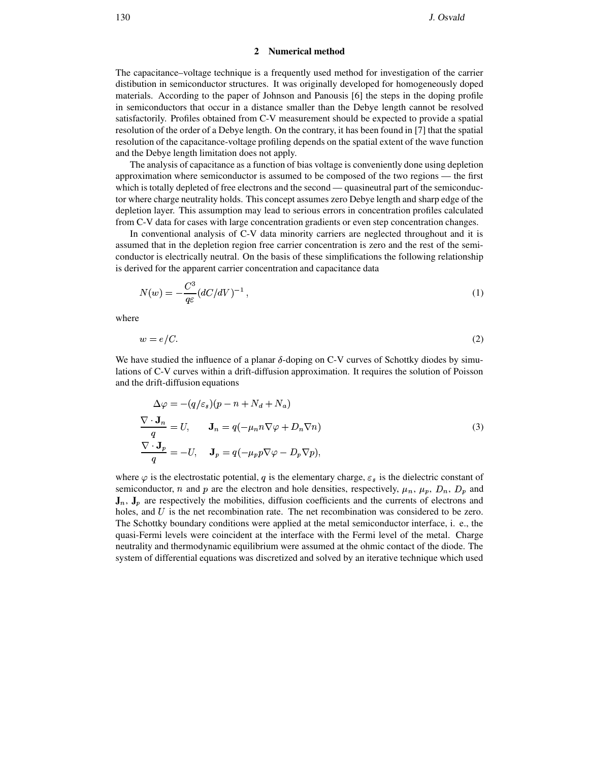## 2 Numerical method

The capacitance–voltage technique is a frequently used method for investigation of the carrier distibution in semiconductor structures. It was originally developed for homogeneously doped materials. According to the paper of Johnson and Panousis [6] the steps in the doping profile in semiconductors that occur in a distance smaller than the Debye length cannot be resolved satisfactorily. Profiles obtained from C-V measurement should be expected to provide a spatial resolution of the order of a Debye length. On the contrary, it has been found in [7] that the spatial resolution of the capacitance-voltage profiling depends on the spatial extent of the wave function and the Debye length limitation does not apply.

The analysis of capacitance as a function of bias voltage is conveniently done using depletion approximation where semiconductor is assumed to be composed of the two regions — the first which is totally depleted of free electrons and the second — quasineutral part of the semiconductor where charge neutrality holds. This concept assumes zero Debye length and sharp edge of the depletion layer. This assumption may lead to serious errors in concentration profiles calculated from C-V data for cases with large concentration gradients or even step concentration changes.

In conventional analysis of C-V data minority carriers are neglected throughout and it is assumed that in the depletion region free carrier concentration is zero and the rest of the semiconductor is electrically neutral. On the basis of these simplifications the following relationship is derived for the apparent carrier concentration and capacitance data

$$N(w) = -\frac{C^3}{q\varepsilon}(dC/dV)^{-1}, \tag{1}$$

where

$$w = e/C. \tag{2}$$

We have studied the influence of a planar $\delta$-doping on C-V curves of Schottky diodes by simulations of C-V curves within a drift-diffusion approximation. It requires the solution of Poisson and the drift-diffusion equations

$$\begin{aligned}
&\Delta\varphi = -(q/\varepsilon_s)(p - n + N_d + N_a) \\
&\frac{\nabla \cdot \mathbf{J}_n}{q} = U, \qquad \mathbf{J}_n = q(-\mu_n n \nabla\varphi + D_n \nabla n) \\
&\frac{\nabla \cdot \mathbf{J}_p}{q} = -U, \quad\ \mathbf{J}_p = q(-\mu_p p \nabla\varphi - D_p \nabla p),
\end{aligned} \tag{3}$$

where $\varphi$ is the electrostatic potential, $q$ is the elementary charge, $\varepsilon_s$ is the dielectric constant of semiconductor, $n$ and $p$ are the electron and hole densities, respectively, $\mu_n$, $\mu_p$, $D_n$, $D_p$ and $\mathbf{J}_n$, $\mathbf{J}_p$ are respectively the mobilities, diffusion coefficients and the currents of electrons and holes, and $U$ is the net recombination rate. The net recombination was considered to be zero. The Schottky boundary conditions were applied at the metal semiconductor interface, i. e., the quasi-Fermi levels were coincident at the interface with the Fermi level of the metal. Charge neutrality and thermodynamic equilibrium were assumed at the ohmic contact of the diode. The system of differential equations was discretized and solved by an iterative technique which used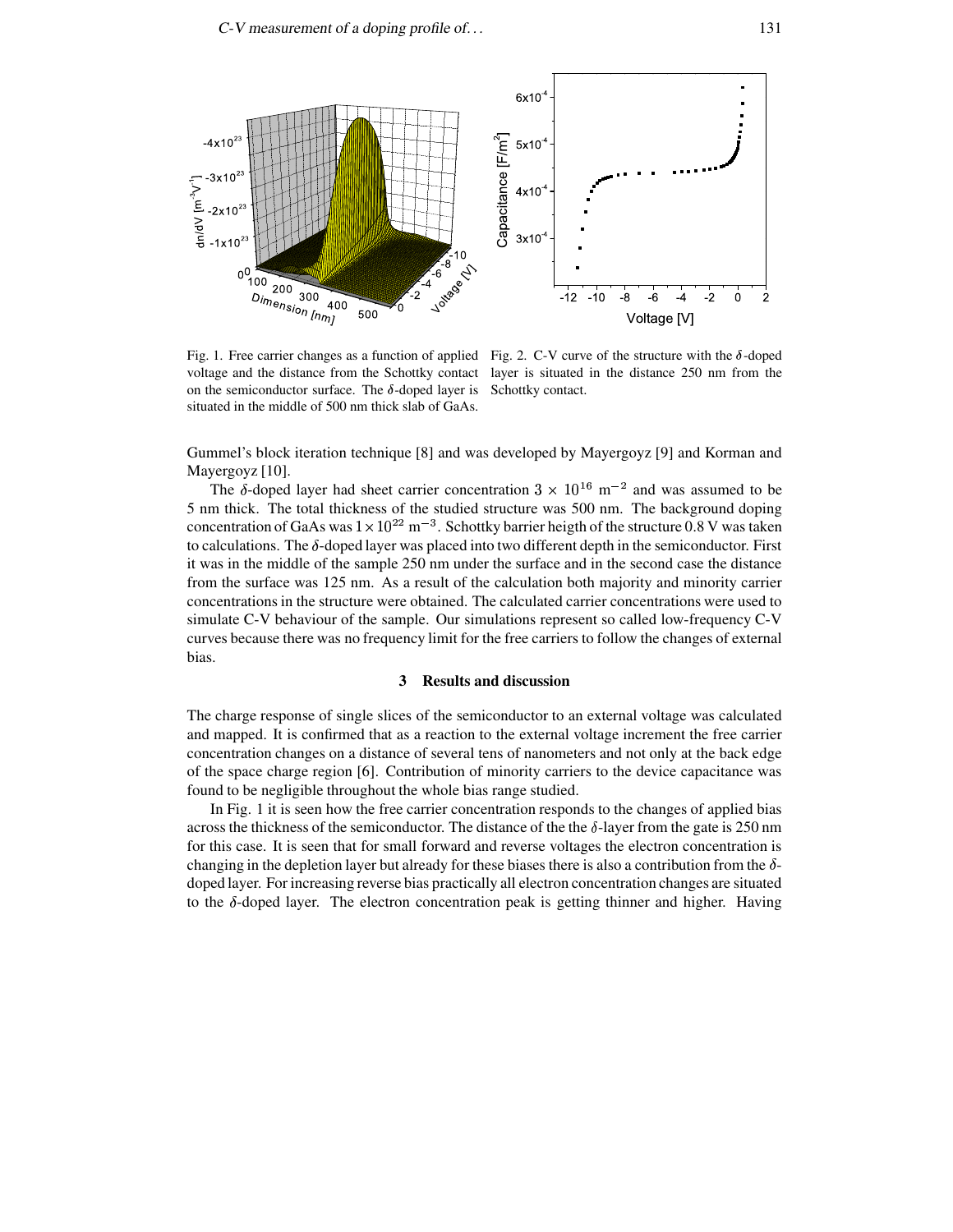Fig. 1. Free carrier changes as a function of applied voltage and the distance from the Schottky contact on the semiconductor surface. The $\delta$-doped layer is situated in the middle of 500 nm thick slab of GaAs.

Fig. 2. C-V curve of the structure with the $\delta$-doped layer is situated in the distance 250 nm from the Schottky contact.

Gummel's block iteration technique [8] and was developed by Mayergoyz [9] and Korman and Mayergoyz [10].

The $\delta$-doped layer had sheet carrier concentration $3 \times 10^{16}$ m$^{-2}$ and was assumed to be 5 nm thick. The total thickness of the studied structure was 500 nm. The background doping concentration of GaAs was $1 \times 10^{22}$ m$^{-3}$. Schottky barrier heigth of the structure 0.8 V was taken to calculations. The $\delta$-doped layer was placed into two different depth in the semiconductor. First it was in the middle of the sample 250 nm under the surface and in the second case the distance from the surface was 125 nm. As a result of the calculation both majority and minority carrier concentrations in the structure were obtained. The calculated carrier concentrations were used to simulate C-V behaviour of the sample. Our simulations represent so called low-frequency C-V curves because there was no frequency limit for the free carriers to follow the changes of external bias.

## 3 Results and discussion

The charge response of single slices of the semiconductor to an external voltage was calculated and mapped. It is confirmed that as a reaction to the external voltage increment the free carrier concentration changes on a distance of several tens of nanometers and not only at the back edge of the space charge region [6]. Contribution of minority carriers to the device capacitance was found to be negligible throughout the whole bias range studied.

In Fig. 1 it is seen how the free carrier concentration responds to the changes of applied bias across the thickness of the semiconductor. The distance of the the $\delta$-layer from the gate is 250 nm for this case. It is seen that for small forward and reverse voltages the electron concentration is changing in the depletion layer but already for these biases there is also a contribution from the $\delta$-doped layer. For increasing reverse bias practically all electron concentration changes are situated to the $\delta$-doped layer. The electron concentration peak is getting thinner and higher. Having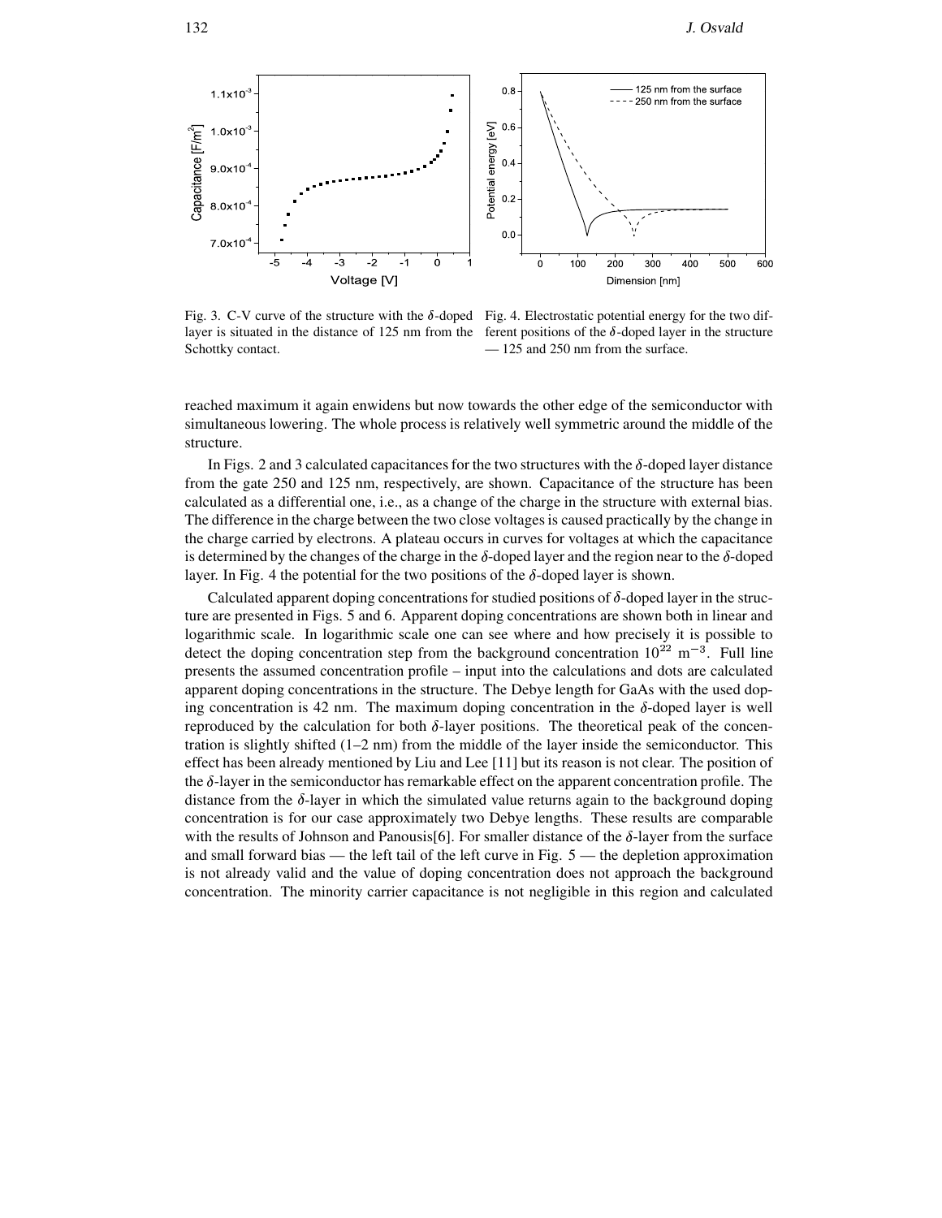Fig. 3. C-V curve of the structure with the $\delta$-doped layer is situated in the distance of 125 nm from the Schottky contact.

Fig. 4. Electrostatic potential energy for the two different positions of the $\delta$-doped layer in the structure — 125 and 250 nm from the surface.

reached maximum it again enwidens but now towards the other edge of the semiconductor with simultaneous lowering. The whole process is relatively well symmetric around the middle of the structure.

In Figs. 2 and 3 calculated capacitances for the two structures with the $\delta$-doped layer distance from the gate 250 and 125 nm, respectively, are shown. Capacitance of the structure has been calculated as a differential one, i.e., as a change of the charge in the structure with external bias. The difference in the charge between the two close voltages is caused practically by the change in the charge carried by electrons. A plateau occurs in curves for voltages at which the capacitance is determined by the changes of the charge in the $\delta$-doped layer and the region near to the $\delta$-doped layer. In Fig. 4 the potential for the two positions of the $\delta$-doped layer is shown.

Calculated apparent doping concentrations for studied positions of $\delta$-doped layer in the structure are presented in Figs. 5 and 6. Apparent doping concentrations are shown both in linear and logarithmic scale. In logarithmic scale one can see where and how precisely it is possible to detect the doping concentration step from the background concentration $10^{22}$ m$^{-3}$. Full line presents the assumed concentration profile – input into the calculations and dots are calculated apparent doping concentrations in the structure. The Debye length for GaAs with the used doping concentration is 42 nm. The maximum doping concentration in the $\delta$-doped layer is well reproduced by the calculation for both $\delta$-layer positions. The theoretical peak of the concentration is slightly shifted (1–2 nm) from the middle of the layer inside the semiconductor. This effect has been already mentioned by Liu and Lee [11] but its reason is not clear. The position of the $\delta$-layer in the semiconductor has remarkable effect on the apparent concentration profile. The distance from the $\delta$-layer in which the simulated value returns again to the background doping concentration is for our case approximately two Debye lengths. These results are comparable with the results of Johnson and Panousis[6]. For smaller distance of the $\delta$-layer from the surface and small forward bias — the left tail of the left curve in Fig. 5 — the depletion approximation is not already valid and the value of doping concentration does not approach the background concentration. The minority carrier capacitance is not negligible in this region and calculated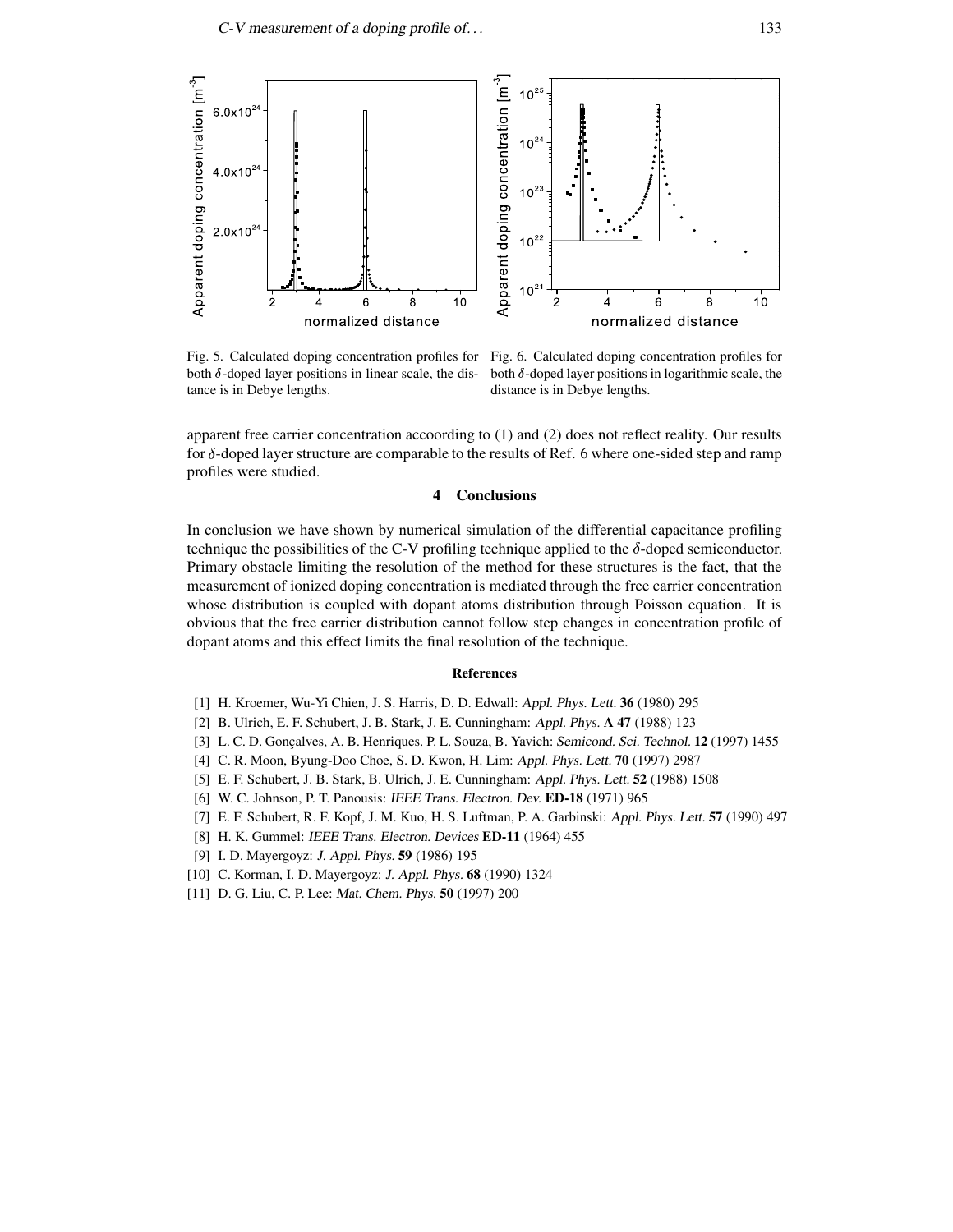Apparent doping concentration [m$^{-3}$]

6.0x10$^{24}$

4.0x10$^{24}$

2.0x10$^{24}$

2 4 6 8 10

normalized distance

Fig. 5. Calculated doping concentration profiles for both $\delta$-doped layer positions in linear scale, the distance is in Debye lengths.

Apparent doping concentration [m$^{-3}$]

10$^{25}$

10$^{24}$

10$^{23}$

10$^{22}$

10$^{21}$

2 4 6 8 10

normalized distance

Fig. 6. Calculated doping concentration profiles for both $\delta$-doped layer positions in logarithmic scale, the distance is in Debye lengths.

apparent free carrier concentration accoording to (1) and (2) does not reflect reality. Our results for $\delta$-doped layer structure are comparable to the results of Ref. 6 where one-sided step and ramp profiles were studied.

## 4 Conclusions

In conclusion we have shown by numerical simulation of the differential capacitance profiling technique the possibilities of the C-V profiling technique applied to the $\delta$-doped semiconductor. Primary obstacle limiting the resolution of the method for these structures is the fact, that the measurement of ionized doping concentration is mediated through the free carrier concentration whose distribution is coupled with dopant atoms distribution through Poisson equation. It is obvious that the free carrier distribution cannot follow step changes in concentration profile of dopant atoms and this effect limits the final resolution of the technique.

## References

[1] H. Kroemer, Wu-Yi Chien, J. S. Harris, D. D. Edwall: *Appl. Phys. Lett.* **36** (1980) 295

[2] B. Ulrich, E. F. Schubert, J. B. Stark, J. E. Cunningham: *Appl. Phys.* **A 47** (1988) 123

[3] L. C. D. Gonçalves, A. B. Henriques. P. L. Souza, B. Yavich: *Semicond. Sci. Technol.* **12** (1997) 1455

[4] C. R. Moon, Byung-Doo Choe, S. D. Kwon, H. Lim: *Appl. Phys. Lett.* **70** (1997) 2987

[5] E. F. Schubert, J. B. Stark, B. Ulrich, J. E. Cunningham: *Appl. Phys. Lett.* **52** (1988) 1508

[6] W. C. Johnson, P. T. Panousis: *IEEE Trans. Electron. Dev.* **ED-18** (1971) 965

[7] E. F. Schubert, R. F. Kopf, J. M. Kuo, H. S. Luftman, P. A. Garbinski: *Appl. Phys. Lett.* **57** (1990) 497

[8] H. K. Gummel: *IEEE Trans. Electron. Devices* **ED-11** (1964) 455

[9] I. D. Mayergoyz: *J. Appl. Phys.* **59** (1986) 195

[10] C. Korman, I. D. Mayergoyz: *J. Appl. Phys.* **68** (1990) 1324

[11] D. G. Liu, C. P. Lee: *Mat. Chem. Phys.* **50** (1997) 200